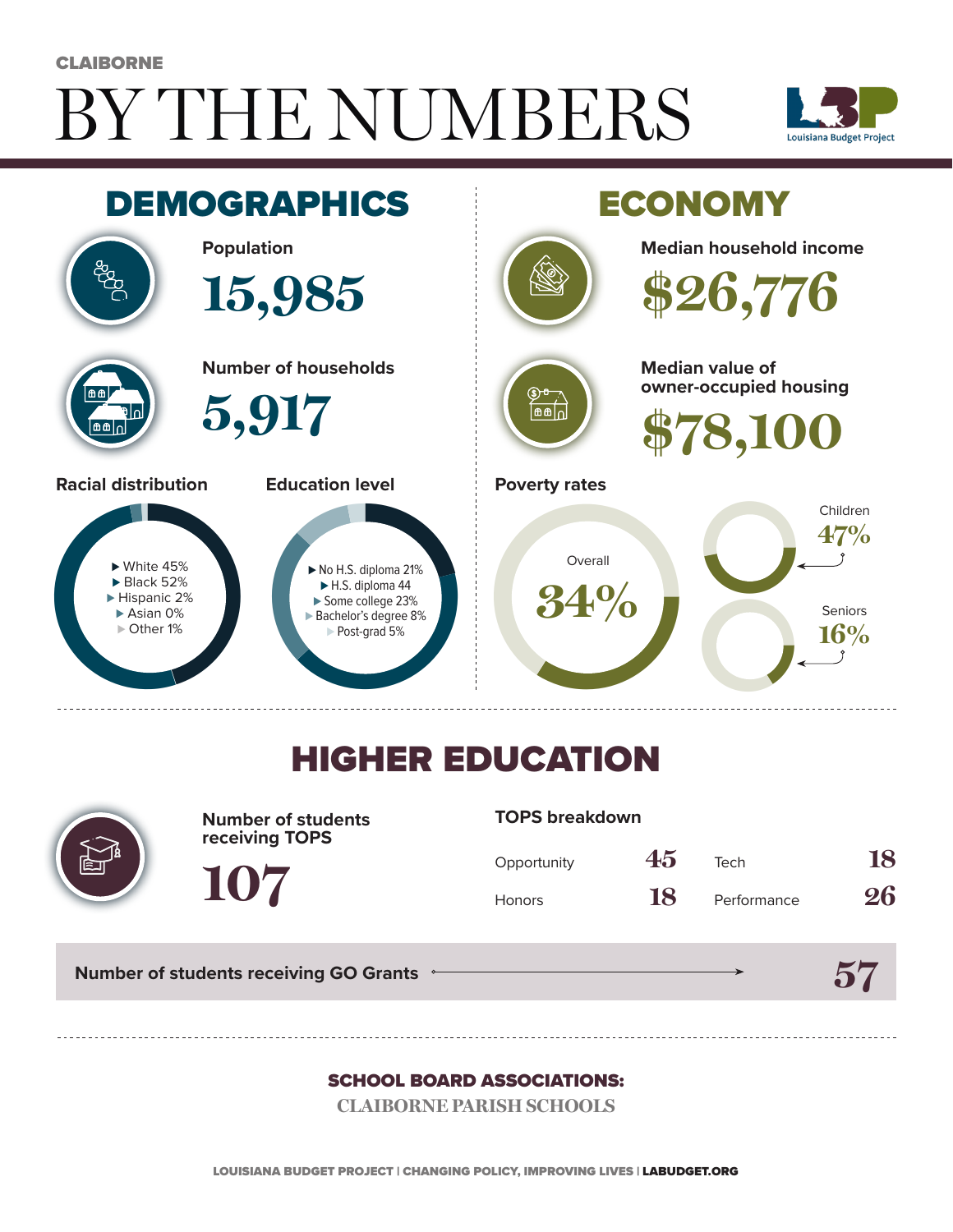CLAIBORNE

# BY THE NUMBERS

Louisiana Budget Project

## DEMOGRAPHICS

**Population**

15,985

**Number of households**

5,917

**Racial distribution**

- White 45%
- Black 52%
- Hispanic 2%
- Asian 0%
- Other 1%

**Education level**

- No H.S. diploma 21%
- H.S. diploma 44
- Some college 23%
- Bachelor's degree 8%
- Post-grad 5%

## ECONOMY

**Median household income**

$26,776

**Median value of owner-occupied housing**

$78,100

**Poverty rates**

- Overall 34%
- Children 47%
- Seniors 16%

## HIGHER EDUCATION

**Number of students receiving TOPS**

107

**TOPS breakdown**

| | | | |
|---|---|---|---|
| Opportunity | 45 | Tech | 18 |
| Honors | 18 | Performance | 26 |

**Number of students receiving GO Grants** 57

**SCHOOL BOARD ASSOCIATIONS:**

CLAIBORNE PARISH SCHOOLS

LOUISIANA BUDGET PROJECT | CHANGING POLICY, IMPROVING LIVES | LABUDGET.ORG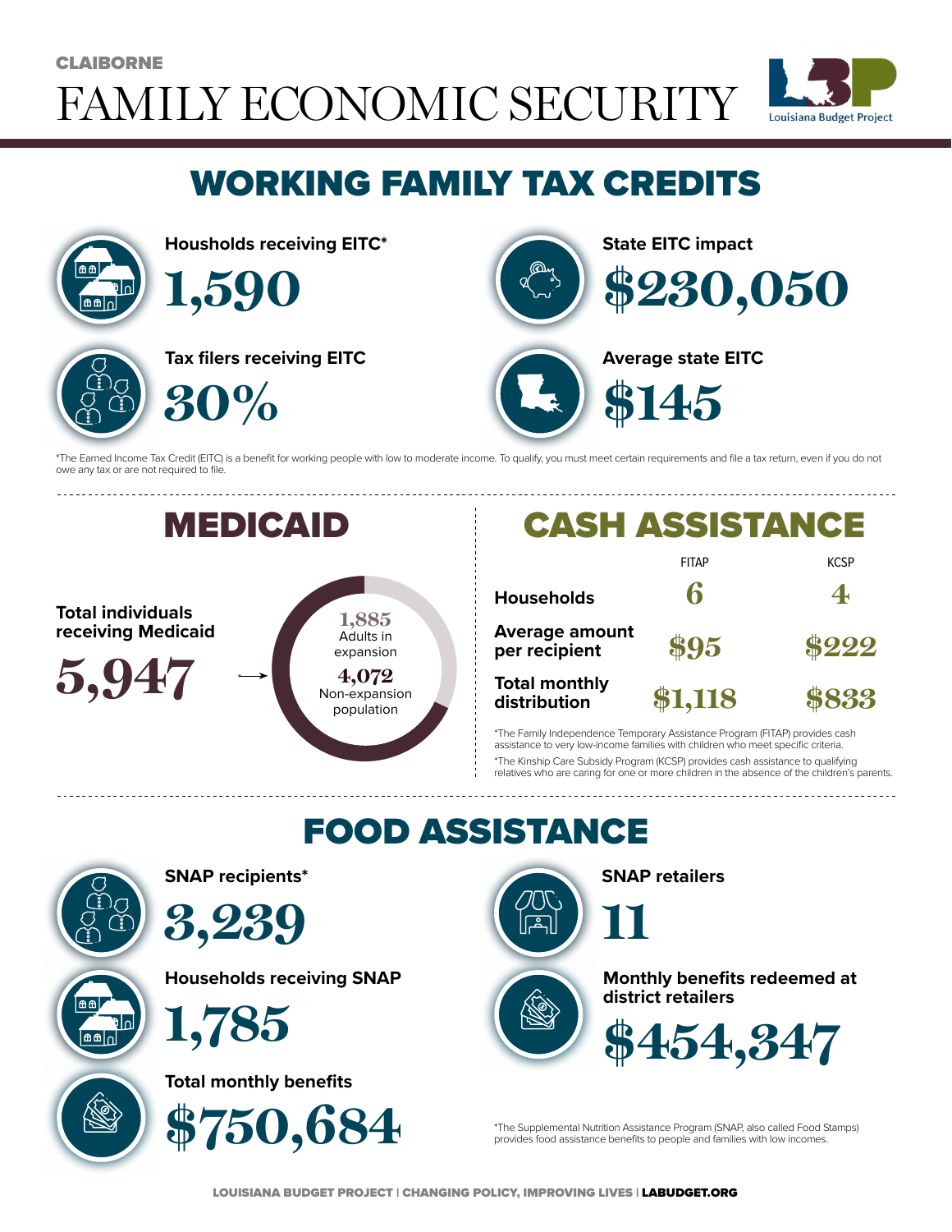CLAIBORNE

# FAMILY ECONOMIC SECURITY

Louisiana Budget Project

## WORKING FAMILY TAX CREDITS

**Households receiving EITC***

**1,590**

**State EITC impact**

**$230,050**

**Tax filers receiving EITC**

**30%**

**Average state EITC**

**$145**

*The Earned Income Tax Credit (EITC) is a benefit for working people with low to moderate income. To qualify, you must meet certain requirements and file a tax return, even if you do not owe any tax or are not required to file.

## MEDICAID

**Total individuals receiving Medicaid**

**5,947**

1,885
Adults in expansion

4,072
Non-expansion population

## CASH ASSISTANCE

| | FITAP | KCSP |
|---|---|---|
| **Households** | 6 | 4 |
| **Average amount per recipient** | $95 | $222 |
| **Total monthly distribution** | $1,118 | $833 |

*The Family Independence Temporary Assistance Program (FITAP) provides cash assistance to very low-income families with children who meet specific criteria.

*The Kinship Care Subsidy Program (KCSP) provides cash assistance to qualifying relatives who are caring for one or more children in the absence of the children's parents.

## FOOD ASSISTANCE

**SNAP recipients***

**3,239**

**Households receiving SNAP**

**1,785**

**Total monthly benefits**

**$750,684**

**SNAP retailers**

**11**

**Monthly benefits redeemed at district retailers**

**$454,347**

*The Supplemental Nutrition Assistance Program (SNAP, also called Food Stamps) provides food assistance benefits to people and families with low incomes.

LOUISIANA BUDGET PROJECT | CHANGING POLICY, IMPROVING LIVES | LABUDGET.ORG